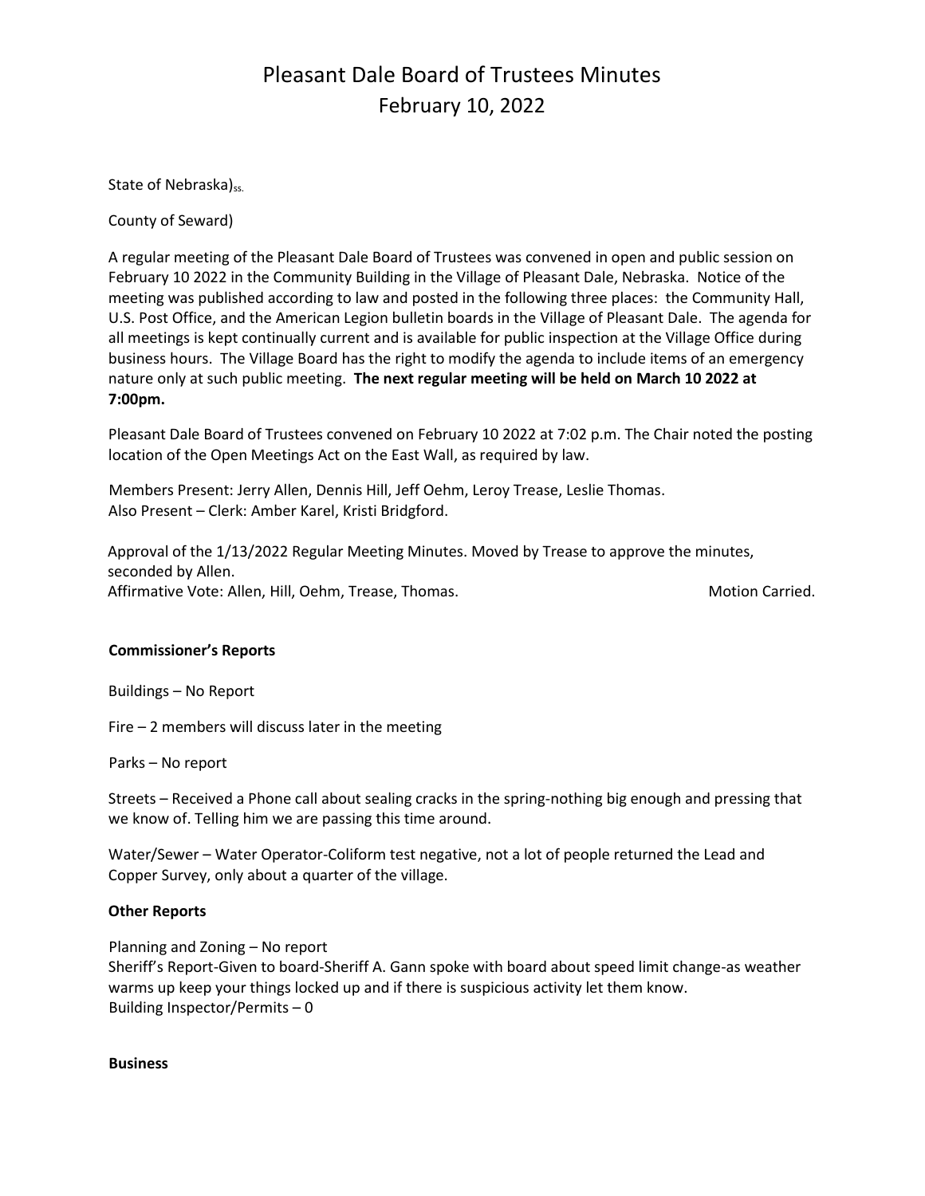# Pleasant Dale Board of Trustees Minutes
# February 10, 2022

State of Nebraska)ss.

County of Seward)

A regular meeting of the Pleasant Dale Board of Trustees was convened in open and public session on February 10 2022 in the Community Building in the Village of Pleasant Dale, Nebraska. Notice of the meeting was published according to law and posted in the following three places: the Community Hall, U.S. Post Office, and the American Legion bulletin boards in the Village of Pleasant Dale. The agenda for all meetings is kept continually current and is available for public inspection at the Village Office during business hours. The Village Board has the right to modify the agenda to include items of an emergency nature only at such public meeting. **The next regular meeting will be held on March 10 2022 at 7:00pm.**

Pleasant Dale Board of Trustees convened on February 10 2022 at 7:02 p.m. The Chair noted the posting location of the Open Meetings Act on the East Wall, as required by law.

Members Present: Jerry Allen, Dennis Hill, Jeff Oehm, Leroy Trease, Leslie Thomas.
Also Present – Clerk: Amber Karel, Kristi Bridgford.

Approval of the 1/13/2022 Regular Meeting Minutes. Moved by Trease to approve the minutes, seconded by Allen.
Affirmative Vote: Allen, Hill, Oehm, Trease, Thomas. Motion Carried.

**Commissioner's Reports**

Buildings – No Report

Fire – 2 members will discuss later in the meeting

Parks – No report

Streets – Received a Phone call about sealing cracks in the spring-nothing big enough and pressing that we know of. Telling him we are passing this time around.

Water/Sewer – Water Operator-Coliform test negative, not a lot of people returned the Lead and Copper Survey, only about a quarter of the village.

**Other Reports**

Planning and Zoning – No report
Sheriff's Report-Given to board-Sheriff A. Gann spoke with board about speed limit change-as weather warms up keep your things locked up and if there is suspicious activity let them know.
Building Inspector/Permits – 0

**Business**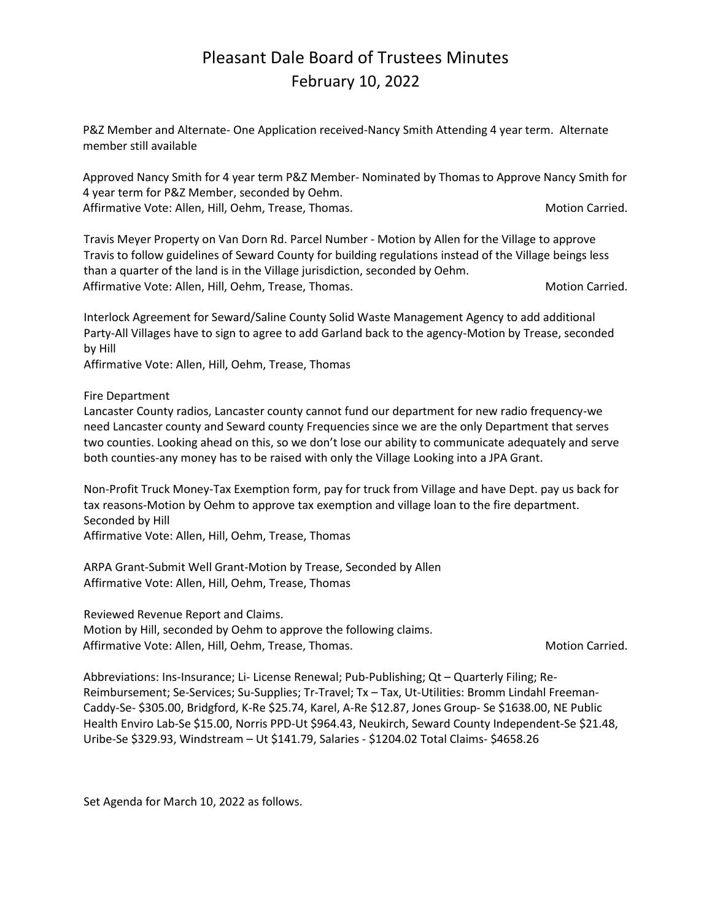# Pleasant Dale Board of Trustees Minutes
# February 10, 2022

P&Z Member and Alternate- One Application received-Nancy Smith Attending 4 year term. Alternate member still available

Approved Nancy Smith for 4 year term P&Z Member- Nominated by Thomas to Approve Nancy Smith for 4 year term for P&Z Member, seconded by Oehm.
Affirmative Vote: Allen, Hill, Oehm, Trease, Thomas. Motion Carried.

Travis Meyer Property on Van Dorn Rd. Parcel Number - Motion by Allen for the Village to approve Travis to follow guidelines of Seward County for building regulations instead of the Village beings less than a quarter of the land is in the Village jurisdiction, seconded by Oehm.
Affirmative Vote: Allen, Hill, Oehm, Trease, Thomas. Motion Carried.

Interlock Agreement for Seward/Saline County Solid Waste Management Agency to add additional Party-All Villages have to sign to agree to add Garland back to the agency-Motion by Trease, seconded by Hill
Affirmative Vote: Allen, Hill, Oehm, Trease, Thomas

Fire Department
Lancaster County radios, Lancaster county cannot fund our department for new radio frequency-we need Lancaster county and Seward county Frequencies since we are the only Department that serves two counties. Looking ahead on this, so we don't lose our ability to communicate adequately and serve both counties-any money has to be raised with only the Village Looking into a JPA Grant.

Non-Profit Truck Money-Tax Exemption form, pay for truck from Village and have Dept. pay us back for tax reasons-Motion by Oehm to approve tax exemption and village loan to the fire department. Seconded by Hill
Affirmative Vote: Allen, Hill, Oehm, Trease, Thomas

ARPA Grant-Submit Well Grant-Motion by Trease, Seconded by Allen
Affirmative Vote: Allen, Hill, Oehm, Trease, Thomas

Reviewed Revenue Report and Claims.
Motion by Hill, seconded by Oehm to approve the following claims.
Affirmative Vote: Allen, Hill, Oehm, Trease, Thomas. Motion Carried.

Abbreviations: Ins-Insurance; Li- License Renewal; Pub-Publishing; Qt – Quarterly Filing; Re-Reimbursement; Se-Services; Su-Supplies; Tr-Travel; Tx – Tax, Ut-Utilities: Bromm Lindahl Freeman-Caddy-Se- $305.00, Bridgford, K-Re $25.74, Karel, A-Re $12.87, Jones Group- Se $1638.00, NE Public Health Enviro Lab-Se $15.00, Norris PPD-Ut $964.43, Neukirch, Seward County Independent-Se $21.48, Uribe-Se $329.93, Windstream – Ut $141.79, Salaries - $1204.02 Total Claims- $4658.26

Set Agenda for March 10, 2022 as follows.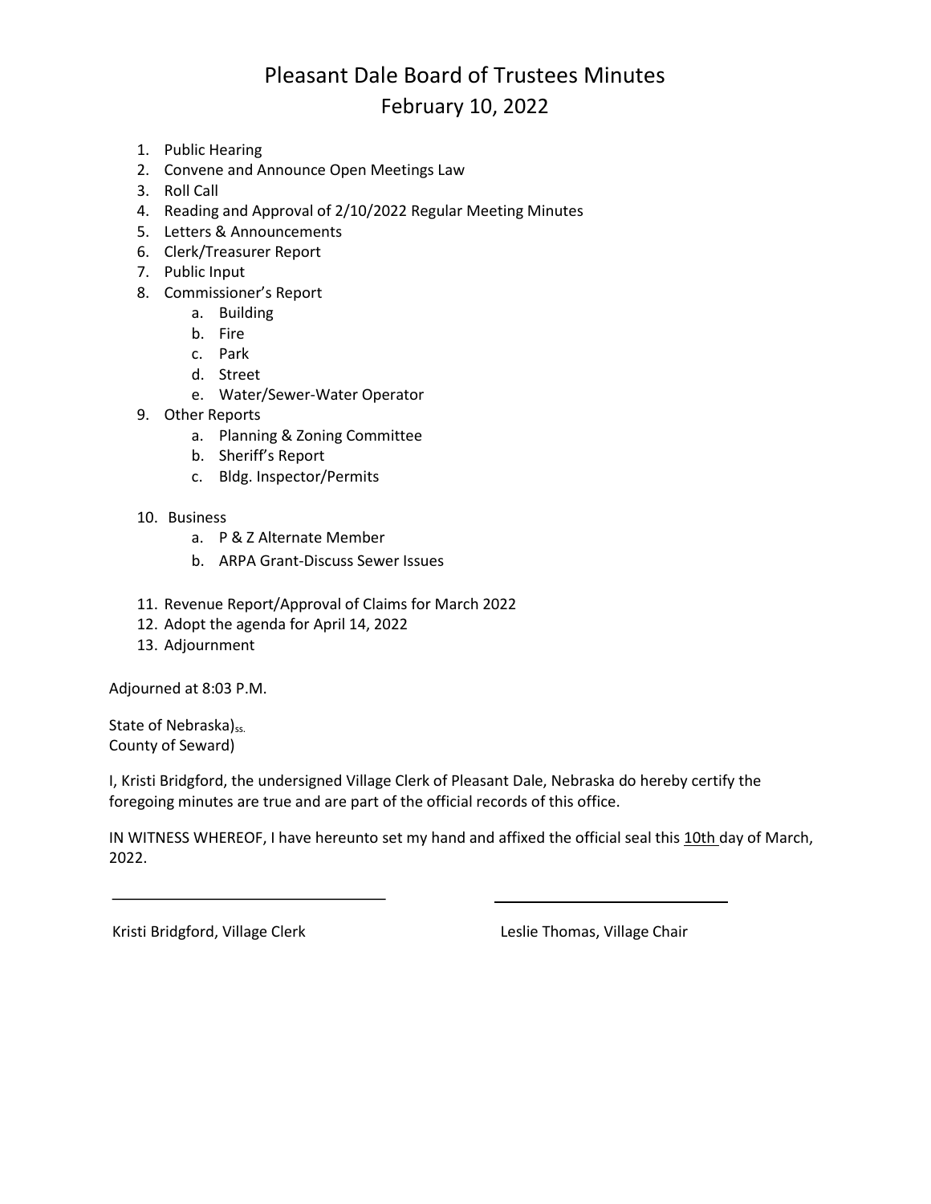# Pleasant Dale Board of Trustees Minutes

## February 10, 2022

1. Public Hearing
2. Convene and Announce Open Meetings Law
3. Roll Call
4. Reading and Approval of 2/10/2022 Regular Meeting Minutes
5. Letters & Announcements
6. Clerk/Treasurer Report
7. Public Input
8. Commissioner's Report
    a. Building
    b. Fire
    c. Park
    d. Street
    e. Water/Sewer-Water Operator
9. Other Reports
    a. Planning & Zoning Committee
    b. Sheriff's Report
    c. Bldg. Inspector/Permits
10. Business
    a. P & Z Alternate Member
    b. ARPA Grant-Discuss Sewer Issues
11. Revenue Report/Approval of Claims for March 2022
12. Adopt the agenda for April 14, 2022
13. Adjournment

Adjourned at 8:03 P.M.

State of Nebraska)ss.
County of Seward)

I, Kristi Bridgford, the undersigned Village Clerk of Pleasant Dale, Nebraska do hereby certify the foregoing minutes are true and are part of the official records of this office.

IN WITNESS WHEREOF, I have hereunto set my hand and affixed the official seal this 10th day of March, 2022.

Kristi Bridgford, Village Clerk

Leslie Thomas, Village Chair